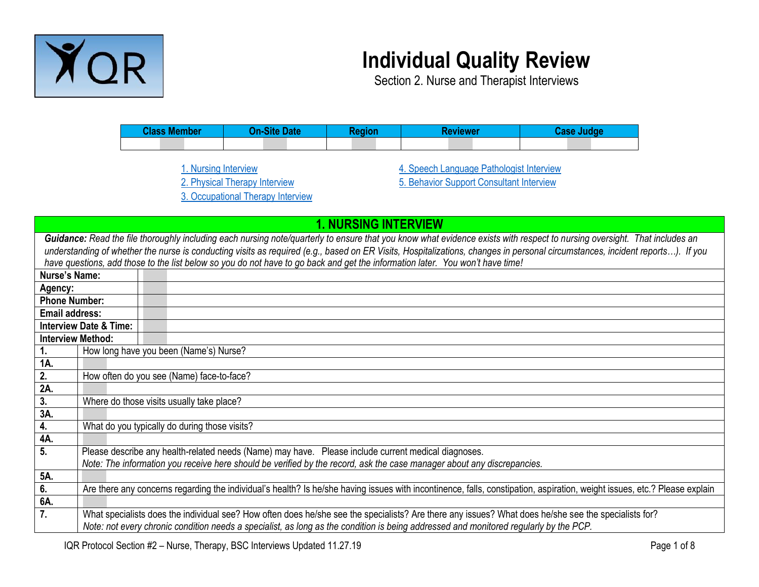# Individual Quality Review

Section 2. Nurse and Therapist Interviews

| Class Member | On-Site Date | Region | Reviewer | Case Judge |
|---|---|---|---|---|
| | | | | |

1. Nursing Interview
2. Physical Therapy Interview
3. Occupational Therapy Interview
4. Speech Language Pathologist Interview
5. Behavior Support Consultant Interview

## 1. NURSING INTERVIEW

***Guidance:*** *Read the file thoroughly including each nursing note/quarterly to ensure that you know what evidence exists with respect to nursing oversight. That includes an understanding of whether the nurse is conducting visits as required (e.g., based on ER Visits, Hospitalizations, changes in personal circumstances, incident reports…). If you have questions, add those to the list below so you do not have to go back and get the information later. You won't have time!*

| | |
|---|---|
| **Nurse's Name:** | |
| **Agency:** | |
| **Phone Number:** | |
| **Email address:** | |
| **Interview Date & Time:** | |
| **Interview Method:** | |

| | |
|---|---|
| **1.** | How long have you been (Name's) Nurse? |
| **1A.** | |
| **2.** | How often do you see (Name) face-to-face? |
| **2A.** | |
| **3.** | Where do those visits usually take place? |
| **3A.** | |
| **4.** | What do you typically do during those visits? |
| **4A.** | |
| **5.** | Please describe any health-related needs (Name) may have. Please include current medical diagnoses. *Note: The information you receive here should be verified by the record, ask the case manager about any discrepancies.* |
| **5A.** | |
| **6.** | Are there any concerns regarding the individual's health? Is he/she having issues with incontinence, falls, constipation, aspiration, weight issues, etc.? Please explain |
| **6A.** | |
| **7.** | What specialists does the individual see? How often does he/she see the specialists? Are there any issues? What does he/she see the specialists for? *Note: not every chronic condition needs a specialist, as long as the condition is being addressed and monitored regularly by the PCP.* |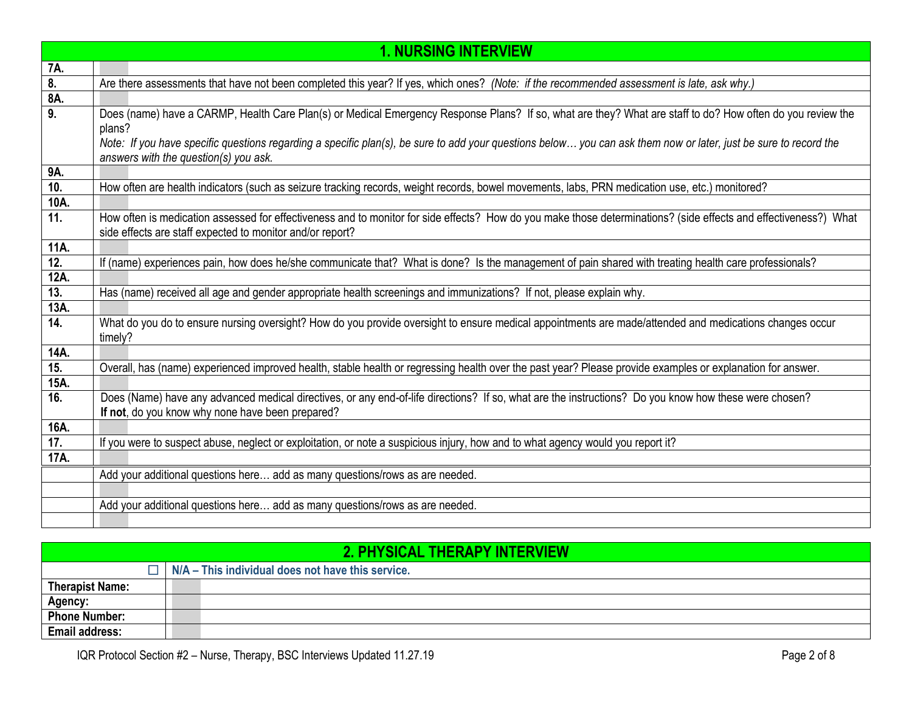| 1. NURSING INTERVIEW | |
|---|---|
| **7A.** | |
| **8.** | Are there assessments that have not been completed this year? If yes, which ones? *(Note: if the recommended assessment is late, ask why.)* |
| **8A.** | |
| **9.** | Does (name) have a CARMP, Health Care Plan(s) or Medical Emergency Response Plans? If so, what are they? What are staff to do? How often do you review the plans? *Note: If you have specific questions regarding a specific plan(s), be sure to add your questions below… you can ask them now or later, just be sure to record the answers with the question(s) you ask.* |
| **9A.** | |
| **10.** | How often are health indicators (such as seizure tracking records, weight records, bowel movements, labs, PRN medication use, etc.) monitored? |
| **10A.** | |
| **11.** | How often is medication assessed for effectiveness and to monitor for side effects? How do you make those determinations? (side effects and effectiveness?) What side effects are staff expected to monitor and/or report? |
| **11A.** | |
| **12.** | If (name) experiences pain, how does he/she communicate that? What is done? Is the management of pain shared with treating health care professionals? |
| **12A.** | |
| **13.** | Has (name) received all age and gender appropriate health screenings and immunizations? If not, please explain why. |
| **13A.** | |
| **14.** | What do you do to ensure nursing oversight? How do you provide oversight to ensure medical appointments are made/attended and medications changes occur timely? |
| **14A.** | |
| **15.** | Overall, has (name) experienced improved health, stable health or regressing health over the past year? Please provide examples or explanation for answer. |
| **15A.** | |
| **16.** | Does (Name) have any advanced medical directives, or any end-of-life directions? If so, what are the instructions? Do you know how these were chosen? **If not**, do you know why none have been prepared? |
| **16A.** | |
| **17.** | If you were to suspect abuse, neglect or exploitation, or note a suspicious injury, how and to what agency would you report it? |
| **17A.** | |
| | Add your additional questions here… add as many questions/rows as are needed. |
| | |
| | Add your additional questions here… add as many questions/rows as are needed. |
| | |

| 2. PHYSICAL THERAPY INTERVIEW | |
|---|---|
| ☐ | **N/A – This individual does not have this service.** |
| **Therapist Name:** | |
| **Agency:** | |
| **Phone Number:** | |
| **Email address:** | |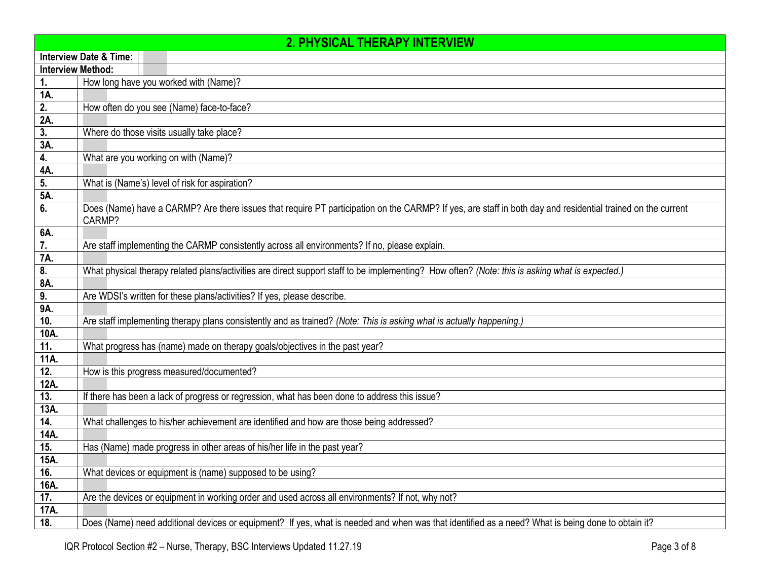## 2. PHYSICAL THERAPY INTERVIEW

| | |
|---|---|
| **Interview Date & Time:** | |
| **Interview Method:** | |
| **1.** | How long have you worked with (Name)? |
| **1A.** | |
| **2.** | How often do you see (Name) face-to-face? |
| **2A.** | |
| **3.** | Where do those visits usually take place? |
| **3A.** | |
| **4.** | What are you working on with (Name)? |
| **4A.** | |
| **5.** | What is (Name's) level of risk for aspiration? |
| **5A.** | |
| **6.** | Does (Name) have a CARMP? Are there issues that require PT participation on the CARMP? If yes, are staff in both day and residential trained on the current CARMP? |
| **6A.** | |
| **7.** | Are staff implementing the CARMP consistently across all environments? If no, please explain. |
| **7A.** | |
| **8.** | What physical therapy related plans/activities are direct support staff to be implementing? How often? *(Note: this is asking what is expected.)* |
| **8A.** | |
| **9.** | Are WDSI's written for these plans/activities? If yes, please describe. |
| **9A.** | |
| **10.** | Are staff implementing therapy plans consistently and as trained? *(Note: This is asking what is actually happening.)* |
| **10A.** | |
| **11.** | What progress has (name) made on therapy goals/objectives in the past year? |
| **11A.** | |
| **12.** | How is this progress measured/documented? |
| **12A.** | |
| **13.** | If there has been a lack of progress or regression, what has been done to address this issue? |
| **13A.** | |
| **14.** | What challenges to his/her achievement are identified and how are those being addressed? |
| **14A.** | |
| **15.** | Has (Name) made progress in other areas of his/her life in the past year? |
| **15A.** | |
| **16.** | What devices or equipment is (name) supposed to be using? |
| **16A.** | |
| **17.** | Are the devices or equipment in working order and used across all environments? If not, why not? |
| **17A.** | |
| **18.** | Does (Name) need additional devices or equipment? If yes, what is needed and when was that identified as a need? What is being done to obtain it? |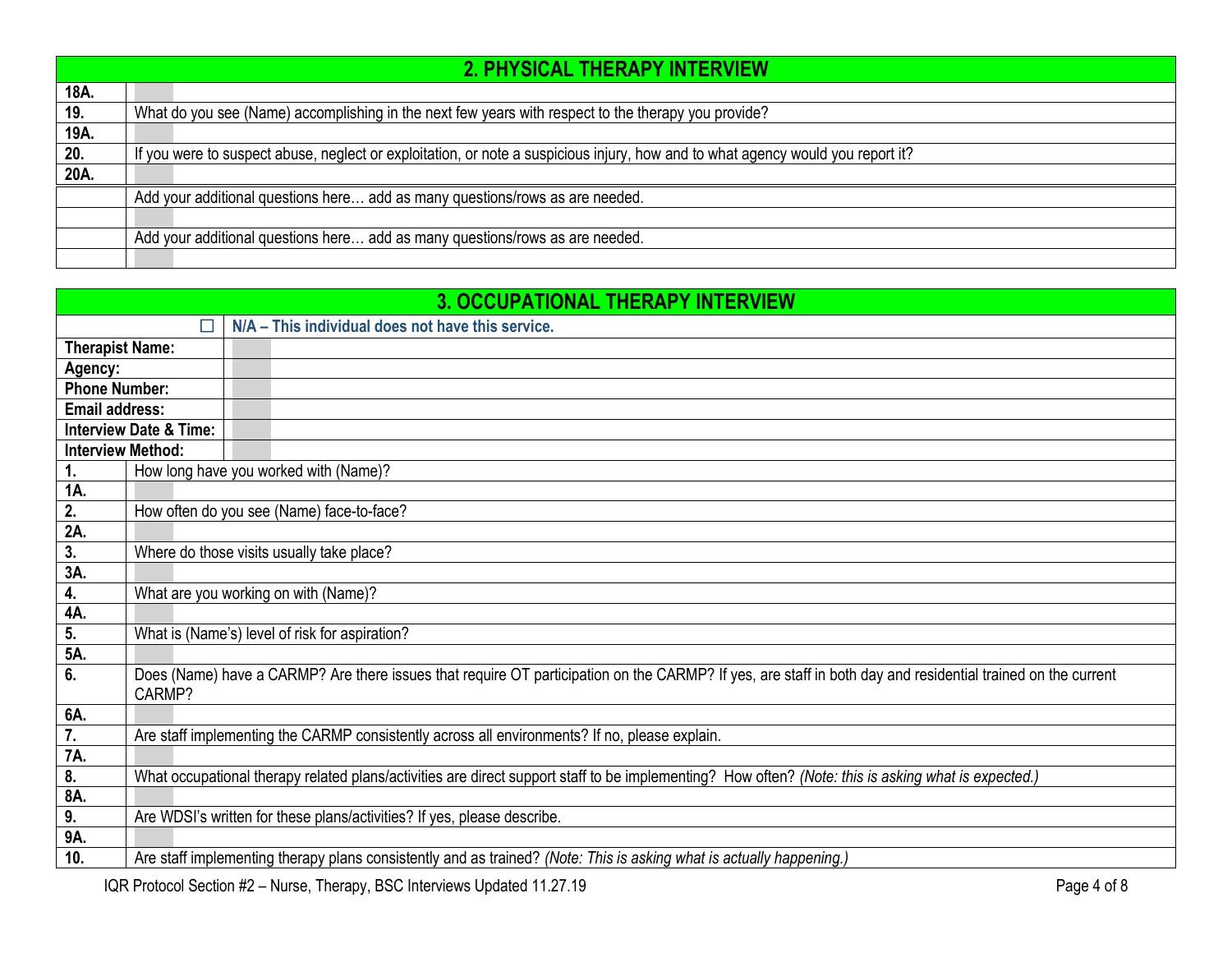| 2. PHYSICAL THERAPY INTERVIEW | |
|---|---|
| **18A.** | |
| **19.** | What do you see (Name) accomplishing in the next few years with respect to the therapy you provide? |
| **19A.** | |
| **20.** | If you were to suspect abuse, neglect or exploitation, or note a suspicious injury, how and to what agency would you report it? |
| **20A.** | |
| | Add your additional questions here… add as many questions/rows as are needed. |
| | |
| | Add your additional questions here… add as many questions/rows as are needed. |
| | |

| 3. OCCUPATIONAL THERAPY INTERVIEW | |
|---|---|
| ☐ | **N/A – This individual does not have this service.** |
| **Therapist Name:** | |
| **Agency:** | |
| **Phone Number:** | |
| **Email address:** | |
| **Interview Date & Time:** | |
| **Interview Method:** | |
| **1.** | How long have you worked with (Name)? |
| **1A.** | |
| **2.** | How often do you see (Name) face-to-face? |
| **2A.** | |
| **3.** | Where do those visits usually take place? |
| **3A.** | |
| **4.** | What are you working on with (Name)? |
| **4A.** | |
| **5.** | What is (Name's) level of risk for aspiration? |
| **5A.** | |
| **6.** | Does (Name) have a CARMP? Are there issues that require OT participation on the CARMP? If yes, are staff in both day and residential trained on the current CARMP? |
| **6A.** | |
| **7.** | Are staff implementing the CARMP consistently across all environments? If no, please explain. |
| **7A.** | |
| **8.** | What occupational therapy related plans/activities are direct support staff to be implementing? How often? *(Note: this is asking what is expected.)* |
| **8A.** | |
| **9.** | Are WDSI's written for these plans/activities? If yes, please describe. |
| **9A.** | |
| **10.** | Are staff implementing therapy plans consistently and as trained? *(Note: This is asking what is actually happening.)* |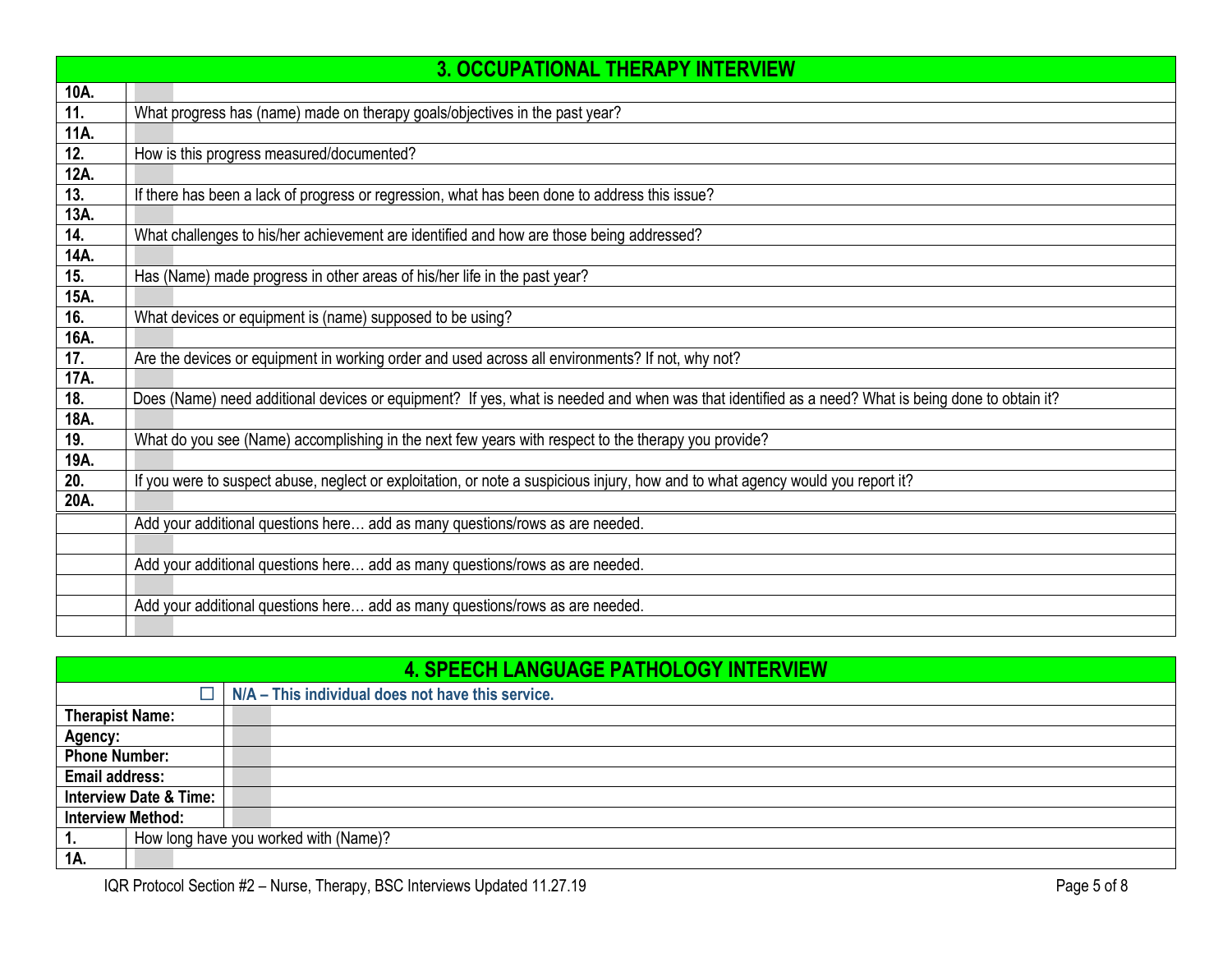| 3. OCCUPATIONAL THERAPY INTERVIEW | |
|---|---|
| **10A.** | |
| **11.** | What progress has (name) made on therapy goals/objectives in the past year? |
| **11A.** | |
| **12.** | How is this progress measured/documented? |
| **12A.** | |
| **13.** | If there has been a lack of progress or regression, what has been done to address this issue? |
| **13A.** | |
| **14.** | What challenges to his/her achievement are identified and how are those being addressed? |
| **14A.** | |
| **15.** | Has (Name) made progress in other areas of his/her life in the past year? |
| **15A.** | |
| **16.** | What devices or equipment is (name) supposed to be using? |
| **16A.** | |
| **17.** | Are the devices or equipment in working order and used across all environments? If not, why not? |
| **17A.** | |
| **18.** | Does (Name) need additional devices or equipment? If yes, what is needed and when was that identified as a need? What is being done to obtain it? |
| **18A.** | |
| **19.** | What do you see (Name) accomplishing in the next few years with respect to the therapy you provide? |
| **19A.** | |
| **20.** | If you were to suspect abuse, neglect or exploitation, or note a suspicious injury, how and to what agency would you report it? |
| **20A.** | |
| | Add your additional questions here… add as many questions/rows as are needed. |
| | |
| | Add your additional questions here… add as many questions/rows as are needed. |
| | |
| | Add your additional questions here… add as many questions/rows as are needed. |
| | |

| 4. SPEECH LANGUAGE PATHOLOGY INTERVIEW | |
|---|---|
| ☐ | **N/A – This individual does not have this service.** |
| **Therapist Name:** | |
| **Agency:** | |
| **Phone Number:** | |
| **Email address:** | |
| **Interview Date & Time:** | |
| **Interview Method:** | |
| **1.** | How long have you worked with (Name)? |
| **1A.** | |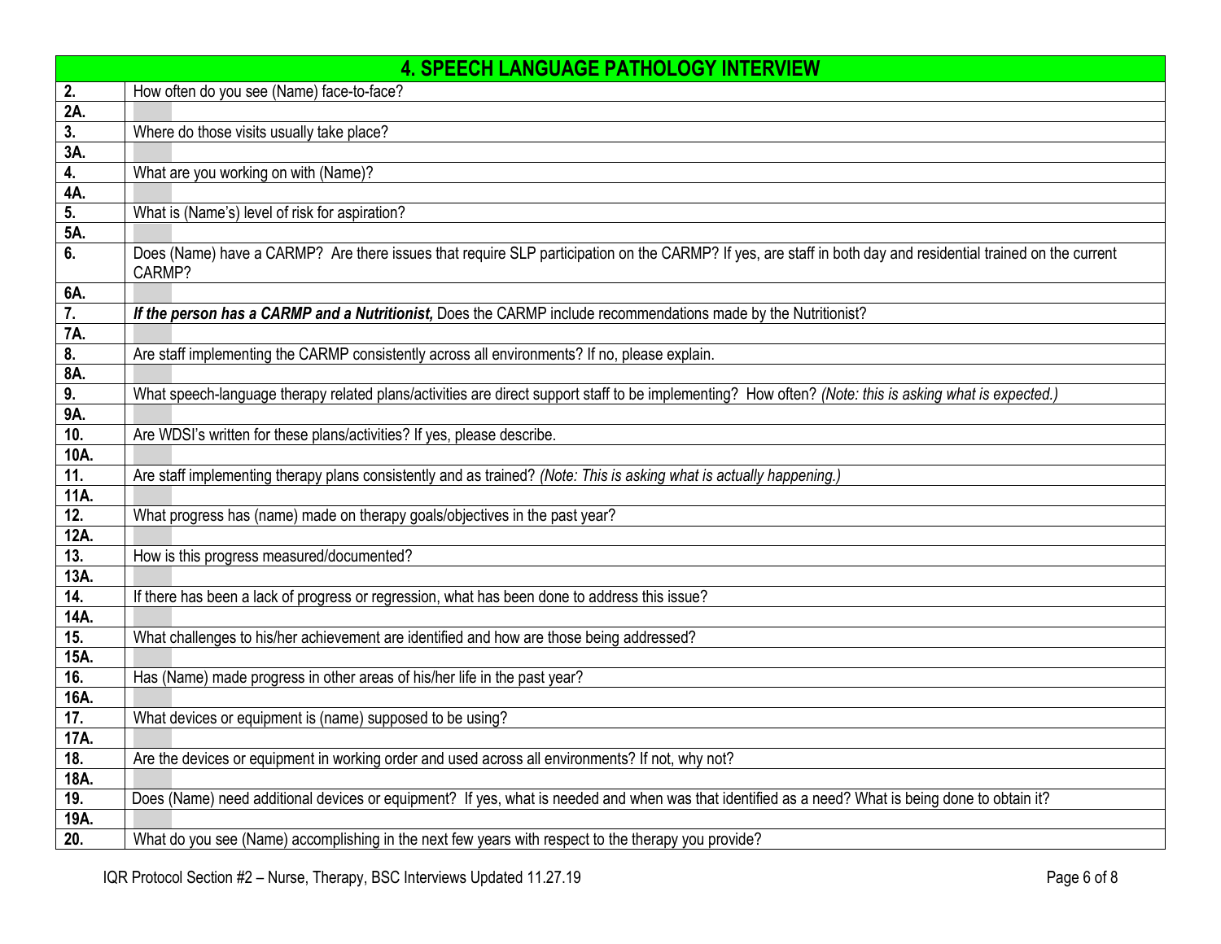| 4. SPEECH LANGUAGE PATHOLOGY INTERVIEW | |
|---|---|
| **2.** | How often do you see (Name) face-to-face? |
| **2A.** | |
| **3.** | Where do those visits usually take place? |
| **3A.** | |
| **4.** | What are you working on with (Name)? |
| **4A.** | |
| **5.** | What is (Name's) level of risk for aspiration? |
| **5A.** | |
| **6.** | Does (Name) have a CARMP? Are there issues that require SLP participation on the CARMP? If yes, are staff in both day and residential trained on the current CARMP? |
| **6A.** | |
| **7.** | ***If the person has a CARMP and a Nutritionist,*** Does the CARMP include recommendations made by the Nutritionist? |
| **7A.** | |
| **8.** | Are staff implementing the CARMP consistently across all environments? If no, please explain. |
| **8A.** | |
| **9.** | What speech-language therapy related plans/activities are direct support staff to be implementing? How often? *(Note: this is asking what is expected.)* |
| **9A.** | |
| **10.** | Are WDSI's written for these plans/activities? If yes, please describe. |
| **10A.** | |
| **11.** | Are staff implementing therapy plans consistently and as trained? *(Note: This is asking what is actually happening.)* |
| **11A.** | |
| **12.** | What progress has (name) made on therapy goals/objectives in the past year? |
| **12A.** | |
| **13.** | How is this progress measured/documented? |
| **13A.** | |
| **14.** | If there has been a lack of progress or regression, what has been done to address this issue? |
| **14A.** | |
| **15.** | What challenges to his/her achievement are identified and how are those being addressed? |
| **15A.** | |
| **16.** | Has (Name) made progress in other areas of his/her life in the past year? |
| **16A.** | |
| **17.** | What devices or equipment is (name) supposed to be using? |
| **17A.** | |
| **18.** | Are the devices or equipment in working order and used across all environments? If not, why not? |
| **18A.** | |
| **19.** | Does (Name) need additional devices or equipment? If yes, what is needed and when was that identified as a need? What is being done to obtain it? |
| **19A.** | |
| **20.** | What do you see (Name) accomplishing in the next few years with respect to the therapy you provide? |

IQR Protocol Section #2 – Nurse, Therapy, BSC Interviews Updated 11.27.19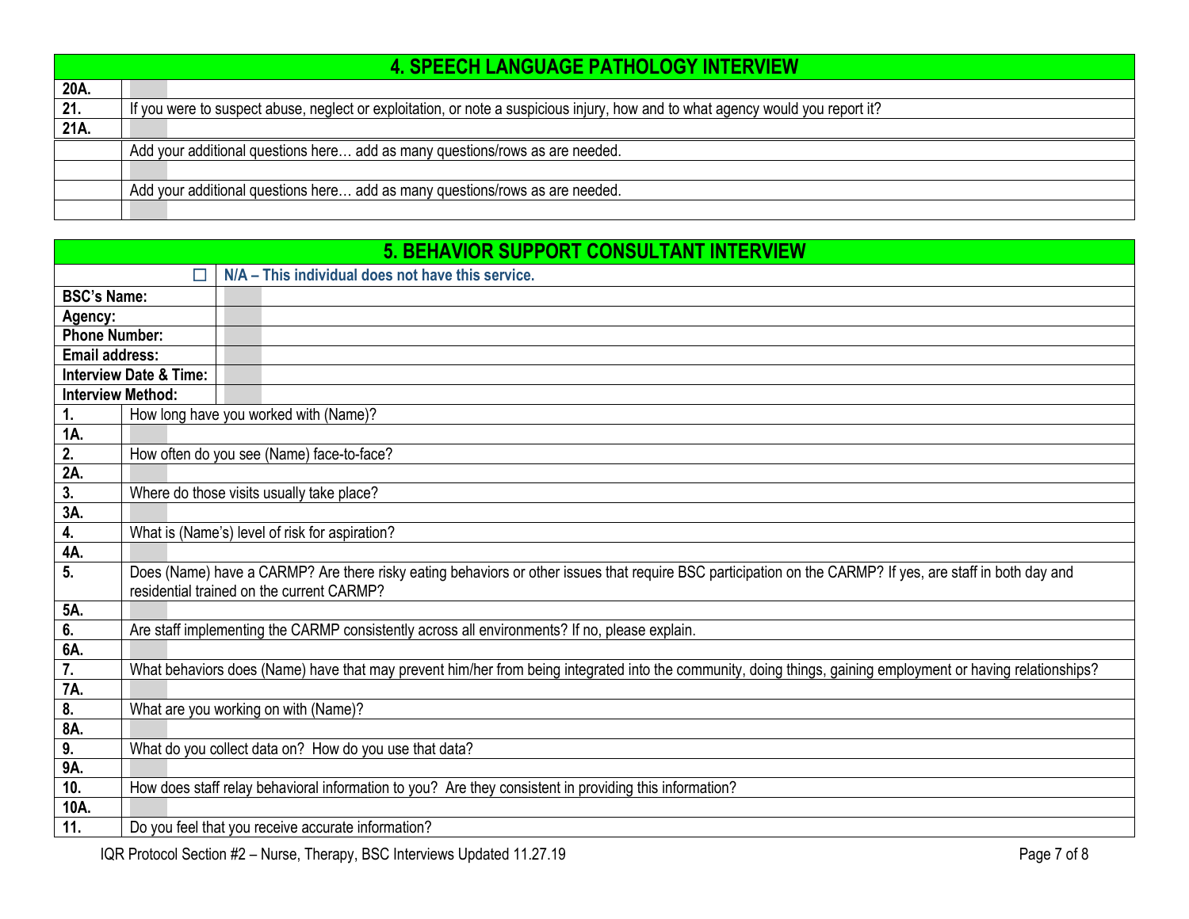| 4. SPEECH LANGUAGE PATHOLOGY INTERVIEW | |
|---|---|
| **20A.** | |
| **21.** | If you were to suspect abuse, neglect or exploitation, or note a suspicious injury, how and to what agency would you report it? |
| **21A.** | |
| | Add your additional questions here… add as many questions/rows as are needed. |
| | |
| | Add your additional questions here… add as many questions/rows as are needed. |
| | |

| 5. BEHAVIOR SUPPORT CONSULTANT INTERVIEW | |
|---|---|
| ☐ | **N/A – This individual does not have this service.** |
| **BSC's Name:** | |
| **Agency:** | |
| **Phone Number:** | |
| **Email address:** | |
| **Interview Date & Time:** | |
| **Interview Method:** | |
| **1.** | How long have you worked with (Name)? |
| **1A.** | |
| **2.** | How often do you see (Name) face-to-face? |
| **2A.** | |
| **3.** | Where do those visits usually take place? |
| **3A.** | |
| **4.** | What is (Name's) level of risk for aspiration? |
| **4A.** | |
| **5.** | Does (Name) have a CARMP? Are there risky eating behaviors or other issues that require BSC participation on the CARMP? If yes, are staff in both day and residential trained on the current CARMP? |
| **5A.** | |
| **6.** | Are staff implementing the CARMP consistently across all environments? If no, please explain. |
| **6A.** | |
| **7.** | What behaviors does (Name) have that may prevent him/her from being integrated into the community, doing things, gaining employment or having relationships? |
| **7A.** | |
| **8.** | What are you working on with (Name)? |
| **8A.** | |
| **9.** | What do you collect data on? How do you use that data? |
| **9A.** | |
| **10.** | How does staff relay behavioral information to you? Are they consistent in providing this information? |
| **10A.** | |
| **11.** | Do you feel that you receive accurate information? |

IQR Protocol Section #2 – Nurse, Therapy, BSC Interviews Updated 11.27.19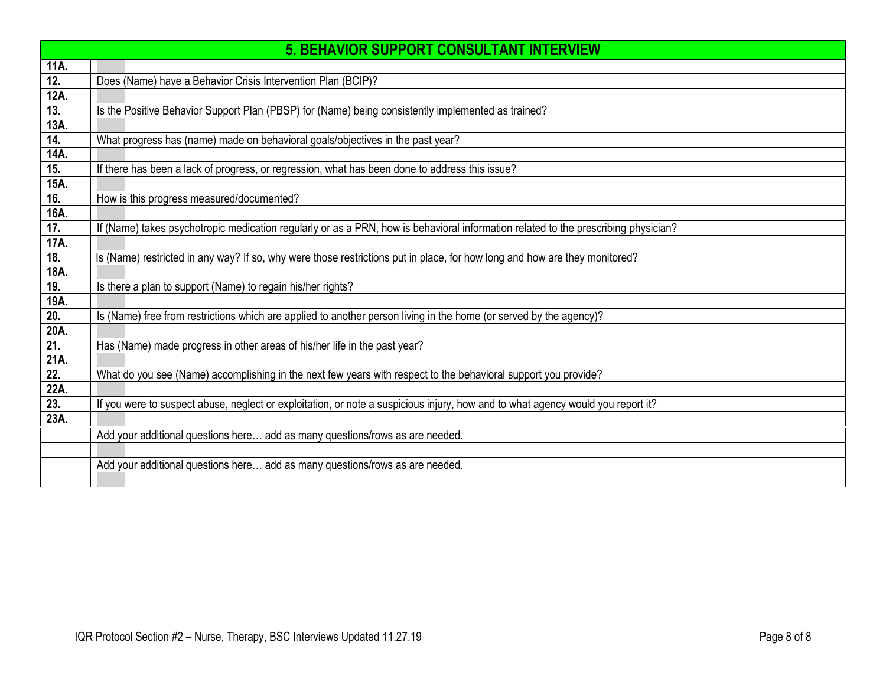## 5. BEHAVIOR SUPPORT CONSULTANT INTERVIEW

| | |
|---|---|
| **11A.** | |
| **12.** | Does (Name) have a Behavior Crisis Intervention Plan (BCIP)? |
| **12A.** | |
| **13.** | Is the Positive Behavior Support Plan (PBSP) for (Name) being consistently implemented as trained? |
| **13A.** | |
| **14.** | What progress has (name) made on behavioral goals/objectives in the past year? |
| **14A.** | |
| **15.** | If there has been a lack of progress, or regression, what has been done to address this issue? |
| **15A.** | |
| **16.** | How is this progress measured/documented? |
| **16A.** | |
| **17.** | If (Name) takes psychotropic medication regularly or as a PRN, how is behavioral information related to the prescribing physician? |
| **17A.** | |
| **18.** | Is (Name) restricted in any way? If so, why were those restrictions put in place, for how long and how are they monitored? |
| **18A.** | |
| **19.** | Is there a plan to support (Name) to regain his/her rights? |
| **19A.** | |
| **20.** | Is (Name) free from restrictions which are applied to another person living in the home (or served by the agency)? |
| **20A.** | |
| **21.** | Has (Name) made progress in other areas of his/her life in the past year? |
| **21A.** | |
| **22.** | What do you see (Name) accomplishing in the next few years with respect to the behavioral support you provide? |
| **22A.** | |
| **23.** | If you were to suspect abuse, neglect or exploitation, or note a suspicious injury, how and to what agency would you report it? |
| **23A.** | |
| | Add your additional questions here… add as many questions/rows as are needed. |
| | |
| | Add your additional questions here… add as many questions/rows as are needed. |
| | |